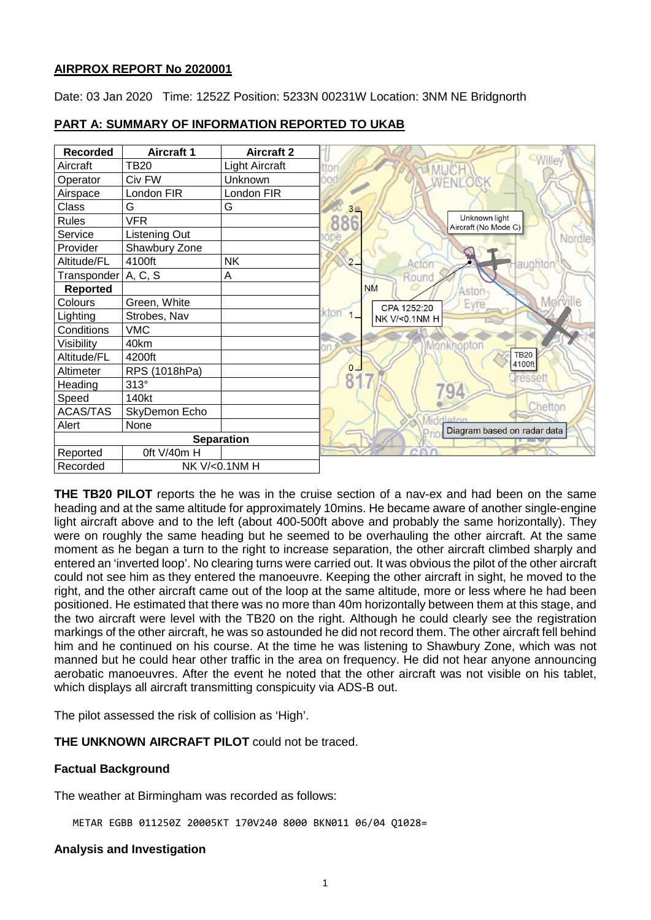## AIRPROX REPORT No 2020001

Date: 03 Jan 2020 Time: 1252Z Position: 5233N 00231W Location: 3NM NE Bridgnorth

## PART A: SUMMARY OF INFORMATION REPORTED TO UKAB

| Recorded | Aircraft 1 | Aircraft 2 |
|---|---|---|
| Aircraft | TB20 | Light Aircraft |
| Operator | Civ FW | Unknown |
| Airspace | London FIR | London FIR |
| Class | G | G |
| Rules | VFR | |
| Service | Listening Out | |
| Provider | Shawbury Zone | |
| Altitude/FL | 4100ft | NK |
| Transponder | A, C, S | A |
| **Reported** | | |
| Colours | Green, White | |
| Lighting | Strobes, Nav | |
| Conditions | VMC | |
| Visibility | 40km | |
| Altitude/FL | 4200ft | |
| Altimeter | RPS (1018hPa) | |
| Heading | 313° | |
| Speed | 140kt | |
| ACAS/TAS | SkyDemon Echo | |
| Alert | None | |
| **Separation** | | |
| Reported | 0ft V/40m H | |
| Recorded | NK V/<0.1NM H | |

Unknown light Aircraft (No Mode C)

CPA 1252:20 NK V/<0.1NM H

TB20 4100ft

Diagram based on radar data

**THE TB20 PILOT** reports the he was in the cruise section of a nav-ex and had been on the same heading and at the same altitude for approximately 10mins. He became aware of another single-engine light aircraft above and to the left (about 400-500ft above and probably the same horizontally). They were on roughly the same heading but he seemed to be overhauling the other aircraft. At the same moment as he began a turn to the right to increase separation, the other aircraft climbed sharply and entered an 'inverted loop'. No clearing turns were carried out. It was obvious the pilot of the other aircraft could not see him as they entered the manoeuvre. Keeping the other aircraft in sight, he moved to the right, and the other aircraft came out of the loop at the same altitude, more or less where he had been positioned. He estimated that there was no more than 40m horizontally between them at this stage, and the two aircraft were level with the TB20 on the right. Although he could clearly see the registration markings of the other aircraft, he was so astounded he did not record them. The other aircraft fell behind him and he continued on his course. At the time he was listening to Shawbury Zone, which was not manned but he could hear other traffic in the area on frequency. He did not hear anyone announcing aerobatic manoeuvres. After the event he noted that the other aircraft was not visible on his tablet, which displays all aircraft transmitting conspicuity via ADS-B out.

The pilot assessed the risk of collision as 'High'.

**THE UNKNOWN AIRCRAFT PILOT** could not be traced.

### Factual Background

The weather at Birmingham was recorded as follows:

```
METAR EGBB 011250Z 20005KT 170V240 8000 BKN011 06/04 Q1028=
```

### Analysis and Investigation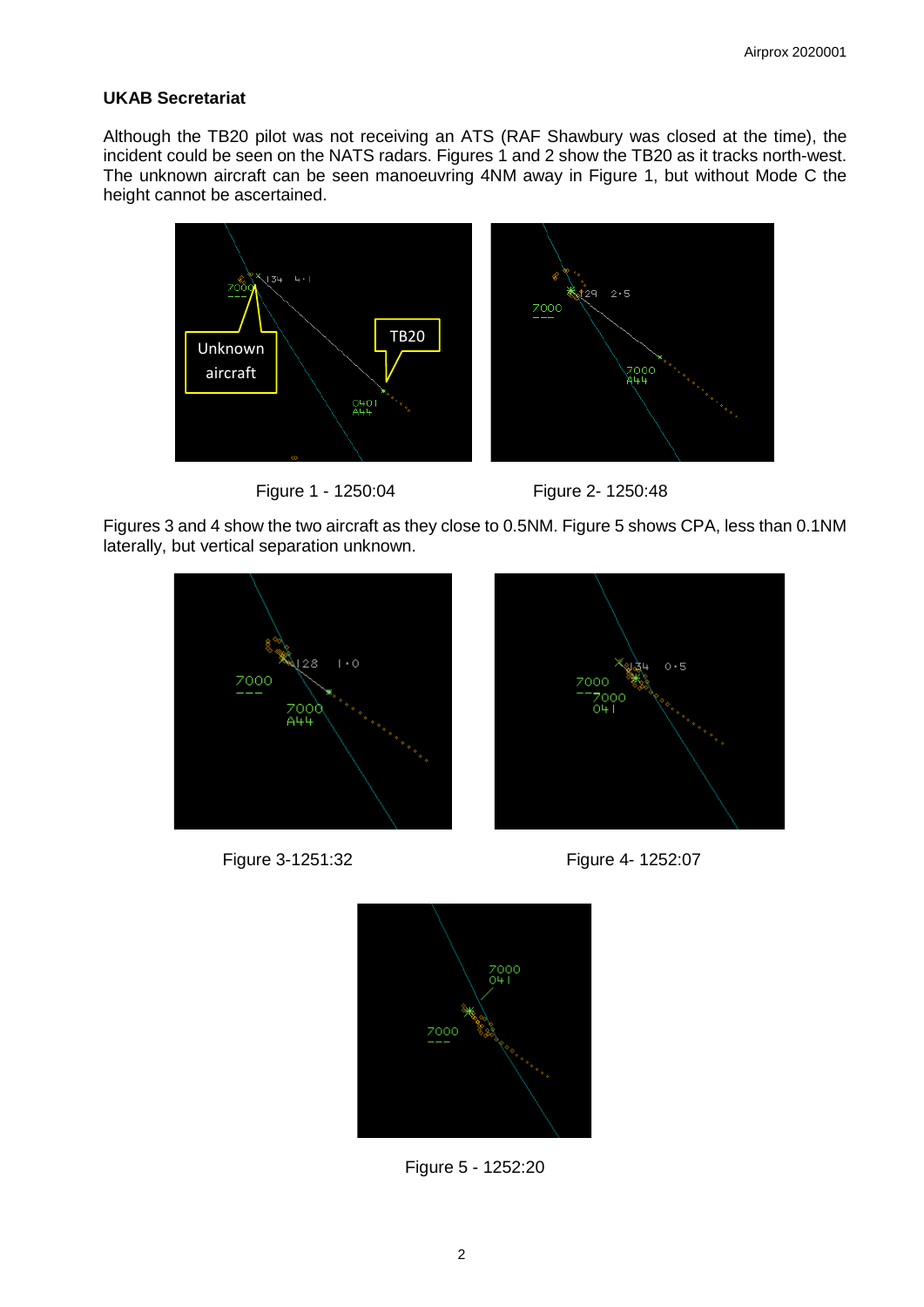### UKAB Secretariat

Although the TB20 pilot was not receiving an ATS (RAF Shawbury was closed at the time), the incident could be seen on the NATS radars. Figures 1 and 2 show the TB20 as it tracks north-west. The unknown aircraft can be seen manoeuvring 4NM away in Figure 1, but without Mode C the height cannot be ascertained.

Figure 1 - 1250:04

Figure 2- 1250:48

Figures 3 and 4 show the two aircraft as they close to 0.5NM. Figure 5 shows CPA, less than 0.1NM laterally, but vertical separation unknown.

Figure 3-1251:32

Figure 4- 1252:07

Figure 5 - 1252:20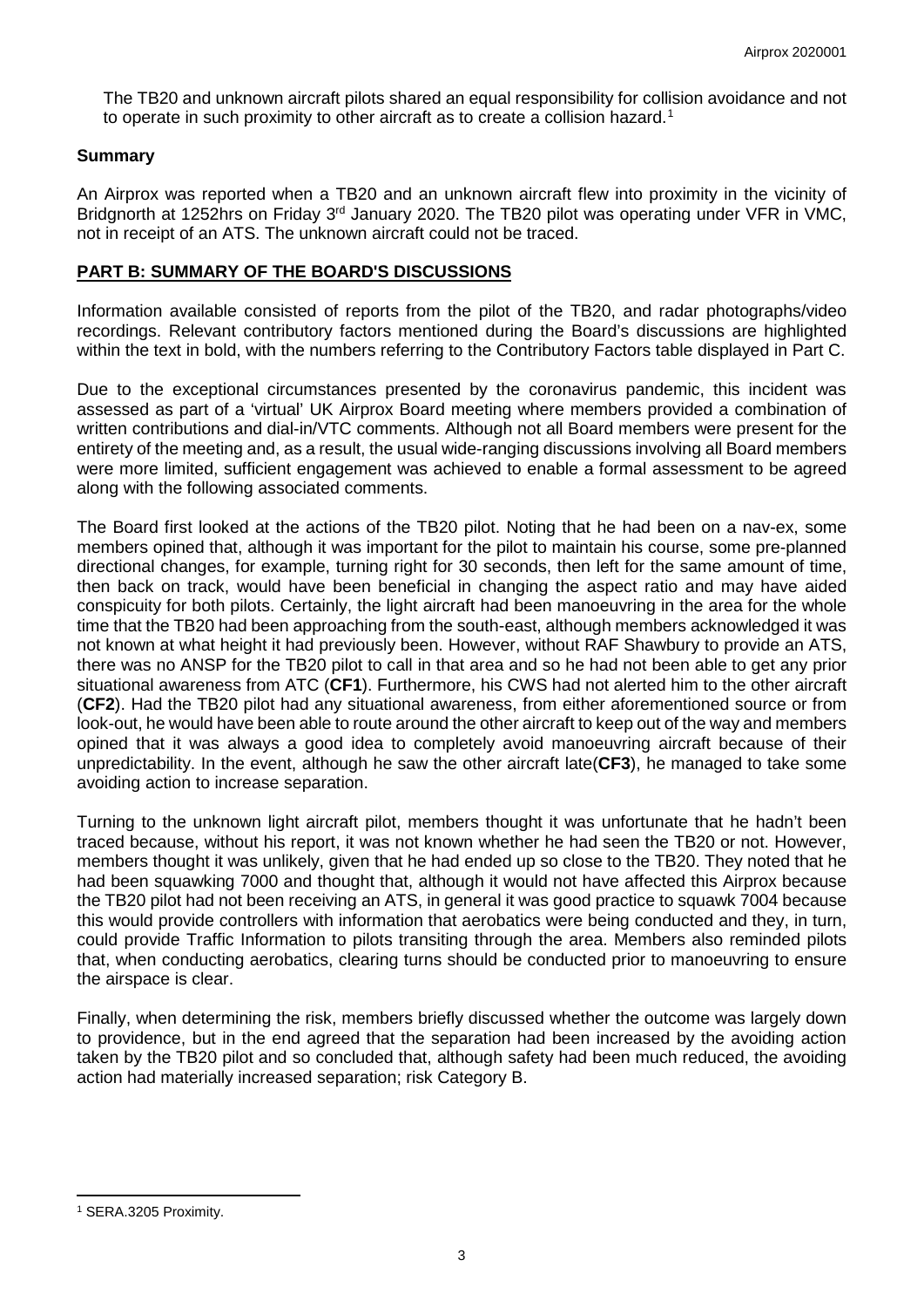The TB20 and unknown aircraft pilots shared an equal responsibility for collision avoidance and not to operate in such proximity to other aircraft as to create a collision hazard.[1]

## Summary

An Airprox was reported when a TB20 and an unknown aircraft flew into proximity in the vicinity of Bridgnorth at 1252hrs on Friday 3rd January 2020. The TB20 pilot was operating under VFR in VMC, not in receipt of an ATS. The unknown aircraft could not be traced.

## PART B: SUMMARY OF THE BOARD'S DISCUSSIONS

Information available consisted of reports from the pilot of the TB20, and radar photographs/video recordings. Relevant contributory factors mentioned during the Board's discussions are highlighted within the text in bold, with the numbers referring to the Contributory Factors table displayed in Part C.

Due to the exceptional circumstances presented by the coronavirus pandemic, this incident was assessed as part of a 'virtual' UK Airprox Board meeting where members provided a combination of written contributions and dial-in/VTC comments. Although not all Board members were present for the entirety of the meeting and, as a result, the usual wide-ranging discussions involving all Board members were more limited, sufficient engagement was achieved to enable a formal assessment to be agreed along with the following associated comments.

The Board first looked at the actions of the TB20 pilot. Noting that he had been on a nav-ex, some members opined that, although it was important for the pilot to maintain his course, some pre-planned directional changes, for example, turning right for 30 seconds, then left for the same amount of time, then back on track, would have been beneficial in changing the aspect ratio and may have aided conspicuity for both pilots. Certainly, the light aircraft had been manoeuvring in the area for the whole time that the TB20 had been approaching from the south-east, although members acknowledged it was not known at what height it had previously been. However, without RAF Shawbury to provide an ATS, there was no ANSP for the TB20 pilot to call in that area and so he had not been able to get any prior situational awareness from ATC (**CF1**). Furthermore, his CWS had not alerted him to the other aircraft (**CF2**). Had the TB20 pilot had any situational awareness, from either aforementioned source or from look-out, he would have been able to route around the other aircraft to keep out of the way and members opined that it was always a good idea to completely avoid manoeuvring aircraft because of their unpredictability. In the event, although he saw the other aircraft late(**CF3**), he managed to take some avoiding action to increase separation.

Turning to the unknown light aircraft pilot, members thought it was unfortunate that he hadn't been traced because, without his report, it was not known whether he had seen the TB20 or not. However, members thought it was unlikely, given that he had ended up so close to the TB20. They noted that he had been squawking 7000 and thought that, although it would not have affected this Airprox because the TB20 pilot had not been receiving an ATS, in general it was good practice to squawk 7004 because this would provide controllers with information that aerobatics were being conducted and they, in turn, could provide Traffic Information to pilots transiting through the area. Members also reminded pilots that, when conducting aerobatics, clearing turns should be conducted prior to manoeuvring to ensure the airspace is clear.

Finally, when determining the risk, members briefly discussed whether the outcome was largely down to providence, but in the end agreed that the separation had been increased by the avoiding action taken by the TB20 pilot and so concluded that, although safety had been much reduced, the avoiding action had materially increased separation; risk Category B.

---

[1] SERA.3205 Proximity.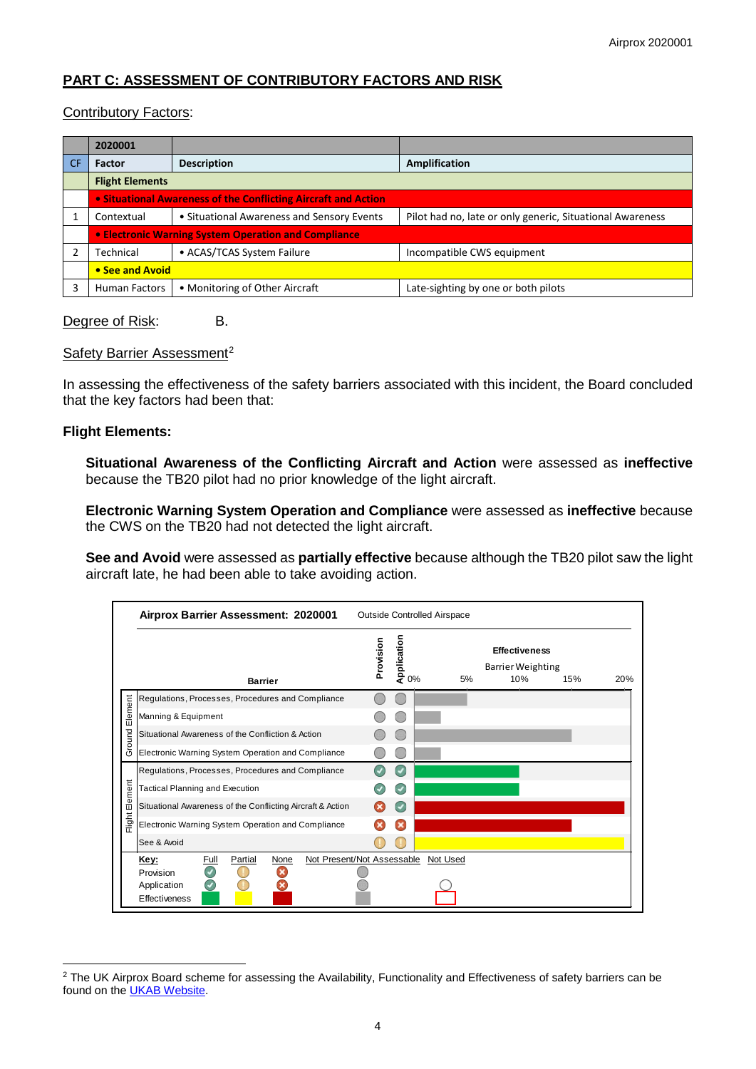## PART C: ASSESSMENT OF CONTRIBUTORY FACTORS AND RISK

Contributory Factors:

| | 2020001 | | |
|---|---|---|---|
| **CF** | **Factor** | **Description** | **Amplification** |
| | **Flight Elements** | | |
| | **• Situational Awareness of the Conflicting Aircraft and Action** | | |
| 1 | Contextual | • Situational Awareness and Sensory Events | Pilot had no, late or only generic, Situational Awareness |
| | **• Electronic Warning System Operation and Compliance** | | |
| 2 | Technical | • ACAS/TCAS System Failure | Incompatible CWS equipment |
| | **• See and Avoid** | | |
| 3 | Human Factors | • Monitoring of Other Aircraft | Late-sighting by one or both pilots |

Degree of Risk: B.

Safety Barrier Assessment[2]

In assessing the effectiveness of the safety barriers associated with this incident, the Board concluded that the key factors had been that:

**Flight Elements:**

**Situational Awareness of the Conflicting Aircraft and Action** were assessed as **ineffective** because the TB20 pilot had no prior knowledge of the light aircraft.

**Electronic Warning System Operation and Compliance** were assessed as **ineffective** because the CWS on the TB20 had not detected the light aircraft.

**See and Avoid** were assessed as **partially effective** because although the TB20 pilot saw the light aircraft late, he had been able to take avoiding action.

Airprox Barrier Assessment: 2020001
Outside Controlled Airspace

Barrier
Provision
Application
Effectiveness
Barrier Weighting
0% 5% 10% 15% 20%

Ground Element
Regulations, Processes, Procedures and Compliance
Manning & Equipment
Situational Awareness of the Confliction & Action
Electronic Warning System Operation and Compliance

Flight Element
Regulations, Processes, Procedures and Compliance
Tactical Planning and Execution
Situational Awareness of the Conflicting Aircraft & Action
Electronic Warning System Operation and Compliance
See & Avoid

Key: Full Partial None Not Present/Not Assessable Not Used
Provision
Application
Effectiveness

---

[2] The UK Airprox Board scheme for assessing the Availability, Functionality and Effectiveness of safety barriers can be found on the UKAB Website.